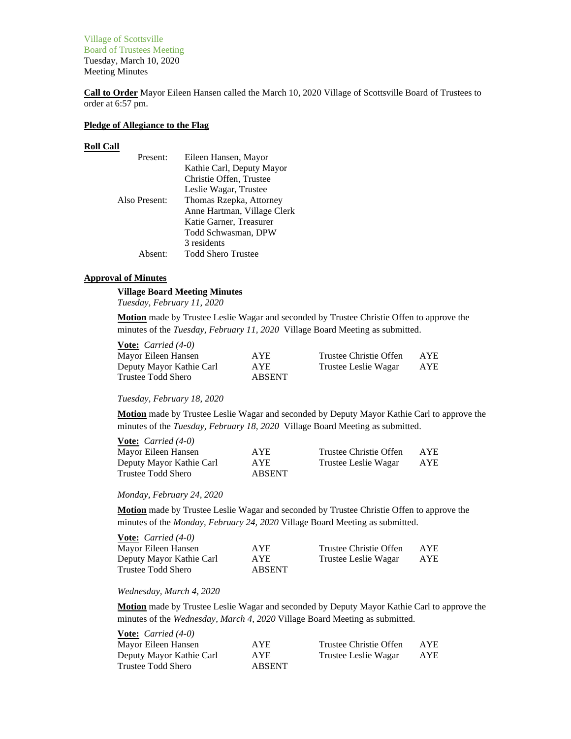Village of Scottsville
Board of Trustees Meeting
Tuesday, March 10, 2020
Meeting Minutes

**Call to Order** Mayor Eileen Hansen called the March 10, 2020 Village of Scottsville Board of Trustees to order at 6:57 pm.

**Pledge of Allegiance to the Flag**

**Roll Call**

| | |
|---|---|
| Present: | Eileen Hansen, Mayor |
| | Kathie Carl, Deputy Mayor |
| | Christie Offen, Trustee |
| | Leslie Wagar, Trustee |
| Also Present: | Thomas Rzepka, Attorney |
| | Anne Hartman, Village Clerk |
| | Katie Garner, Treasurer |
| | Todd Schwasman, DPW |
| | 3 residents |
| Absent: | Todd Shero Trustee |

**Approval of Minutes**

**Village Board Meeting Minutes**
*Tuesday, February 11, 2020*

**Motion** made by Trustee Leslie Wagar and seconded by Trustee Christie Offen to approve the minutes of the *Tuesday, February 11, 2020* Village Board Meeting as submitted.

**Vote:** *Carried (4-0)*

| | | | |
|---|---|---|---|
| Mayor Eileen Hansen | AYE | Trustee Christie Offen | AYE |
| Deputy Mayor Kathie Carl | AYE | Trustee Leslie Wagar | AYE |
| Trustee Todd Shero | ABSENT | | |

*Tuesday, February 18, 2020*

**Motion** made by Trustee Leslie Wagar and seconded by Deputy Mayor Kathie Carl to approve the minutes of the *Tuesday, February 18, 2020* Village Board Meeting as submitted.

**Vote:** *Carried (4-0)*

| | | | |
|---|---|---|---|
| Mayor Eileen Hansen | AYE | Trustee Christie Offen | AYE |
| Deputy Mayor Kathie Carl | AYE | Trustee Leslie Wagar | AYE |
| Trustee Todd Shero | ABSENT | | |

*Monday, February 24, 2020*

**Motion** made by Trustee Leslie Wagar and seconded by Trustee Christie Offen to approve the minutes of the *Monday, February 24, 2020* Village Board Meeting as submitted.

**Vote:** *Carried (4-0)*

| | | | |
|---|---|---|---|
| Mayor Eileen Hansen | AYE | Trustee Christie Offen | AYE |
| Deputy Mayor Kathie Carl | AYE | Trustee Leslie Wagar | AYE |
| Trustee Todd Shero | ABSENT | | |

*Wednesday, March 4, 2020*

**Motion** made by Trustee Leslie Wagar and seconded by Deputy Mayor Kathie Carl to approve the minutes of the *Wednesday, March 4, 2020* Village Board Meeting as submitted.

**Vote:** *Carried (4-0)*

| | | | |
|---|---|---|---|
| Mayor Eileen Hansen | AYE | Trustee Christie Offen | AYE |
| Deputy Mayor Kathie Carl | AYE | Trustee Leslie Wagar | AYE |
| Trustee Todd Shero | ABSENT | | |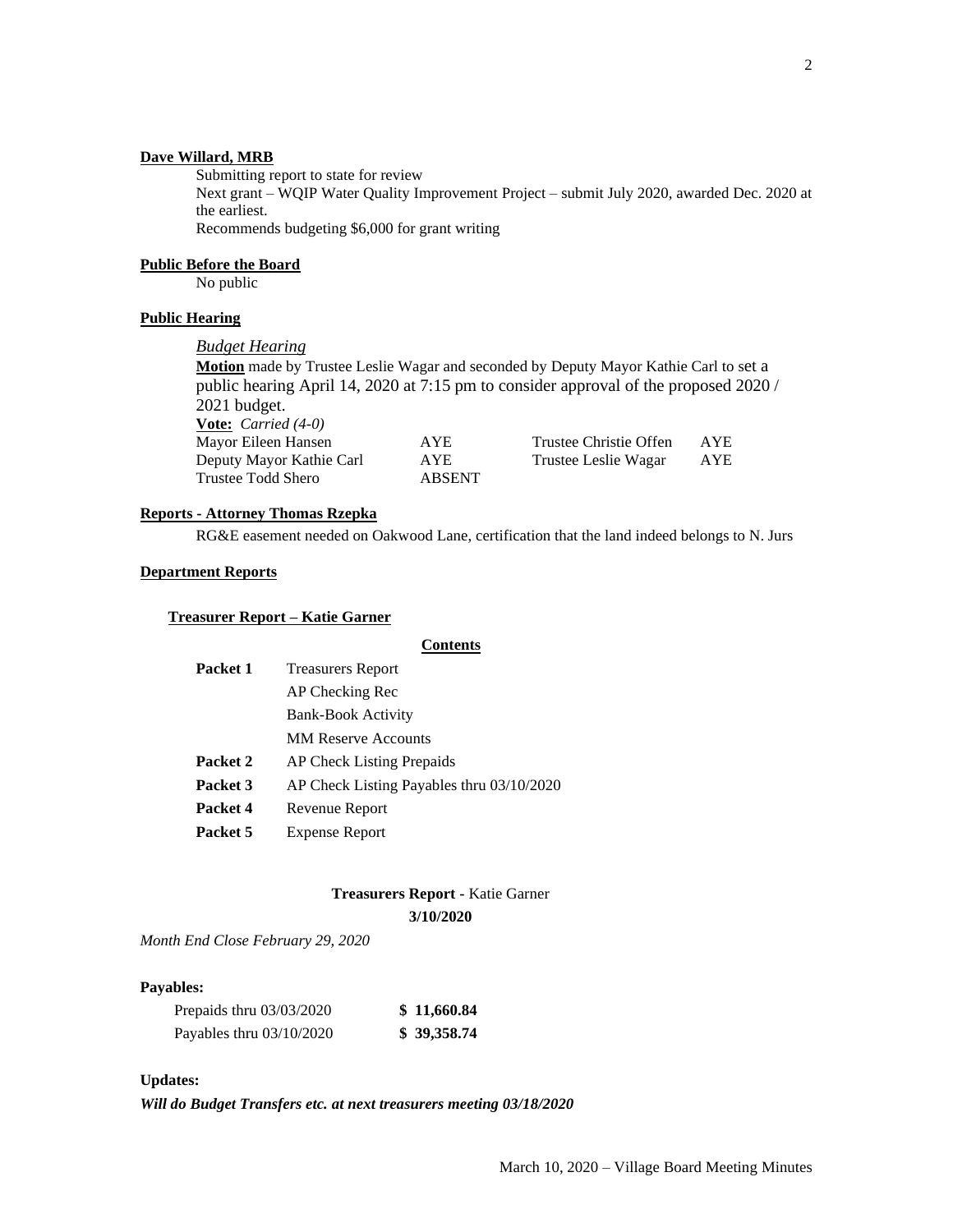**Dave Willard, MRB**

Submitting report to state for review

Next grant – WQIP Water Quality Improvement Project – submit July 2020, awarded Dec. 2020 at the earliest.

Recommends budgeting $6,000 for grant writing

**Public Before the Board**

No public

**Public Hearing**

*Budget Hearing*

**Motion** made by Trustee Leslie Wagar and seconded by Deputy Mayor Kathie Carl to set a public hearing April 14, 2020 at 7:15 pm to consider approval of the proposed 2020 / 2021 budget.

**Vote:** *Carried (4-0)*

| | | | |
|---|---|---|---|
| Mayor Eileen Hansen | AYE | Trustee Christie Offen | AYE |
| Deputy Mayor Kathie Carl | AYE | Trustee Leslie Wagar | AYE |
| Trustee Todd Shero | ABSENT | | |

**Reports - Attorney Thomas Rzepka**

RG&E easement needed on Oakwood Lane, certification that the land indeed belongs to N. Jurs

**Department Reports**

**Treasurer Report – Katie Garner**

**Contents**

| | |
|---|---|
| **Packet 1** | Treasurers Report |
| | AP Checking Rec |
| | Bank-Book Activity |
| | MM Reserve Accounts |
| **Packet 2** | AP Check Listing Prepaids |
| **Packet 3** | AP Check Listing Payables thru 03/10/2020 |
| **Packet 4** | Revenue Report |
| **Packet 5** | Expense Report |

**Treasurers Report -** Katie Garner

**3/10/2020**

*Month End Close February 29, 2020*

**Payables:**

| | |
|---|---|
| Prepaids thru 03/03/2020 | **$ 11,660.84** |
| Payables thru 03/10/2020 | **$ 39,358.74** |

**Updates:**

***Will do Budget Transfers etc. at next treasurers meeting 03/18/2020***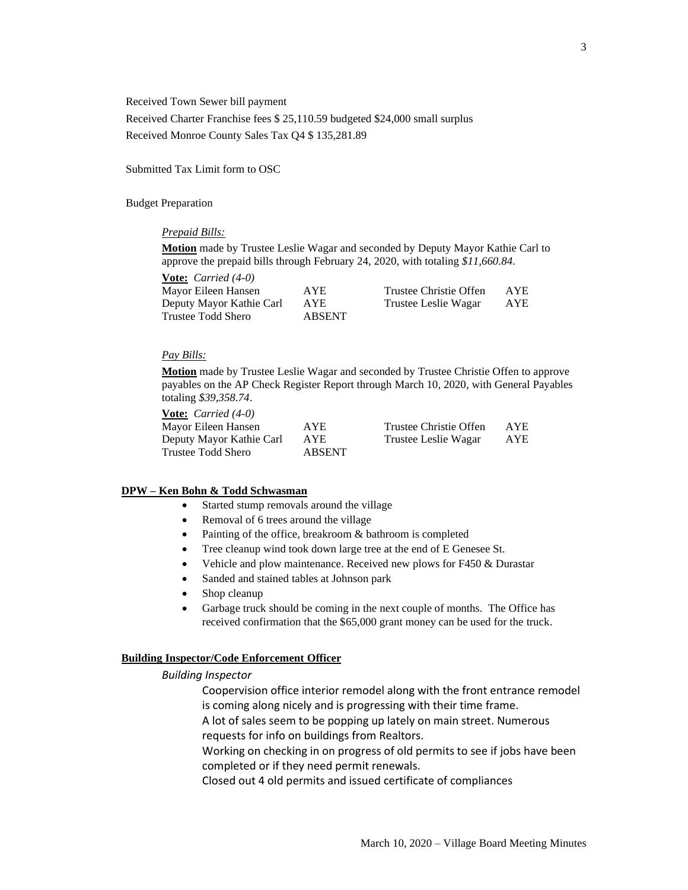Received Town Sewer bill payment

Received Charter Franchise fees $ 25,110.59 budgeted $24,000 small surplus

Received Monroe County Sales Tax Q4 $ 135,281.89

Submitted Tax Limit form to OSC

Budget Preparation

*Prepaid Bills:*

**Motion** made by Trustee Leslie Wagar and seconded by Deputy Mayor Kathie Carl to approve the prepaid bills through February 24, 2020, with totaling *$11,660.84*.

**Vote:** *Carried (4-0)*

| | | | |
|---|---|---|---|
| Mayor Eileen Hansen | AYE | Trustee Christie Offen | AYE |
| Deputy Mayor Kathie Carl | AYE | Trustee Leslie Wagar | AYE |
| Trustee Todd Shero | ABSENT | | |

*Pay Bills:*

**Motion** made by Trustee Leslie Wagar and seconded by Trustee Christie Offen to approve payables on the AP Check Register Report through March 10, 2020, with General Payables totaling *$39,358.74*.

**Vote:** *Carried (4-0)*

| | | | |
|---|---|---|---|
| Mayor Eileen Hansen | AYE | Trustee Christie Offen | AYE |
| Deputy Mayor Kathie Carl | AYE | Trustee Leslie Wagar | AYE |
| Trustee Todd Shero | ABSENT | | |

**DPW – Ken Bohn & Todd Schwasman**

- Started stump removals around the village
- Removal of 6 trees around the village
- Painting of the office, breakroom & bathroom is completed
- Tree cleanup wind took down large tree at the end of E Genesee St.
- Vehicle and plow maintenance. Received new plows for F450 & Durastar
- Sanded and stained tables at Johnson park
- Shop cleanup
- Garbage truck should be coming in the next couple of months. The Office has received confirmation that the $65,000 grant money can be used for the truck.

**Building Inspector/Code Enforcement Officer**

*Building Inspector*

Coopervision office interior remodel along with the front entrance remodel is coming along nicely and is progressing with their time frame.

A lot of sales seem to be popping up lately on main street. Numerous requests for info on buildings from Realtors.

Working on checking in on progress of old permits to see if jobs have been completed or if they need permit renewals.

Closed out 4 old permits and issued certificate of compliances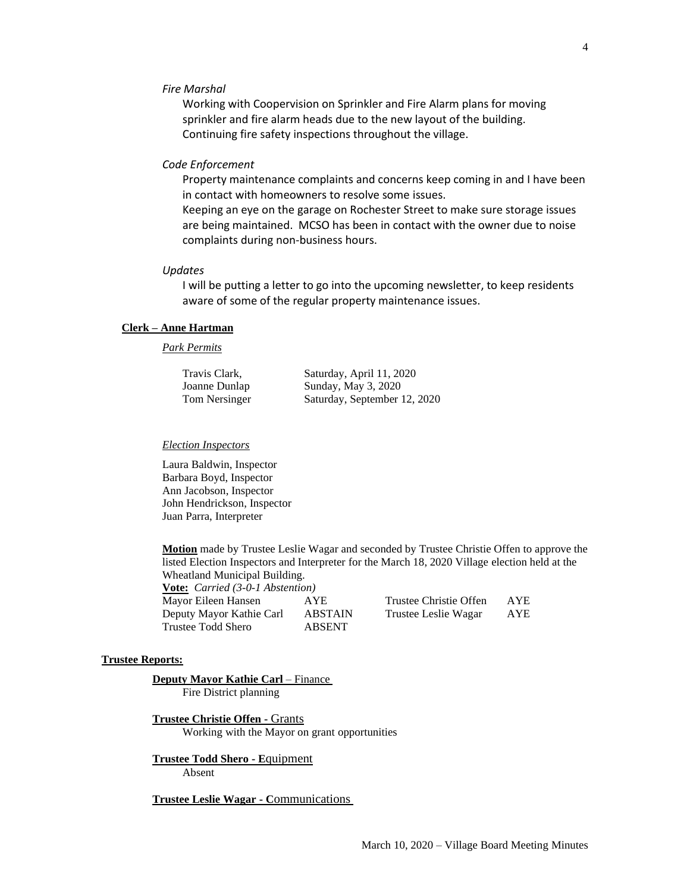*Fire Marshal*

Working with Coopervision on Sprinkler and Fire Alarm plans for moving sprinkler and fire alarm heads due to the new layout of the building.
Continuing fire safety inspections throughout the village.

*Code Enforcement*

Property maintenance complaints and concerns keep coming in and I have been in contact with homeowners to resolve some issues.
Keeping an eye on the garage on Rochester Street to make sure storage issues are being maintained. MCSO has been in contact with the owner due to noise complaints during non-business hours.

*Updates*

I will be putting a letter to go into the upcoming newsletter, to keep residents aware of some of the regular property maintenance issues.

**Clerk – Anne Hartman**

*Park Permits*

| | |
|---|---|
| Travis Clark, | Saturday, April 11, 2020 |
| Joanne Dunlap | Sunday, May 3, 2020 |
| Tom Nersinger | Saturday, September 12, 2020 |

*Election Inspectors*

Laura Baldwin, Inspector
Barbara Boyd, Inspector
Ann Jacobson, Inspector
John Hendrickson, Inspector
Juan Parra, Interpreter

**Motion** made by Trustee Leslie Wagar and seconded by Trustee Christie Offen to approve the listed Election Inspectors and Interpreter for the March 18, 2020 Village election held at the Wheatland Municipal Building.

**Vote:** *Carried (3-0-1 Abstention)*

| | | | |
|---|---|---|---|
| Mayor Eileen Hansen | AYE | Trustee Christie Offen | AYE |
| Deputy Mayor Kathie Carl | ABSTAIN | Trustee Leslie Wagar | AYE |
| Trustee Todd Shero | ABSENT | | |

**Trustee Reports:**

**Deputy Mayor Kathie Carl** – Finance
Fire District planning

**Trustee Christie Offen** - Grants
Working with the Mayor on grant opportunities

**Trustee Todd Shero - E**quipment
Absent

**Trustee Leslie Wagar - C**ommunications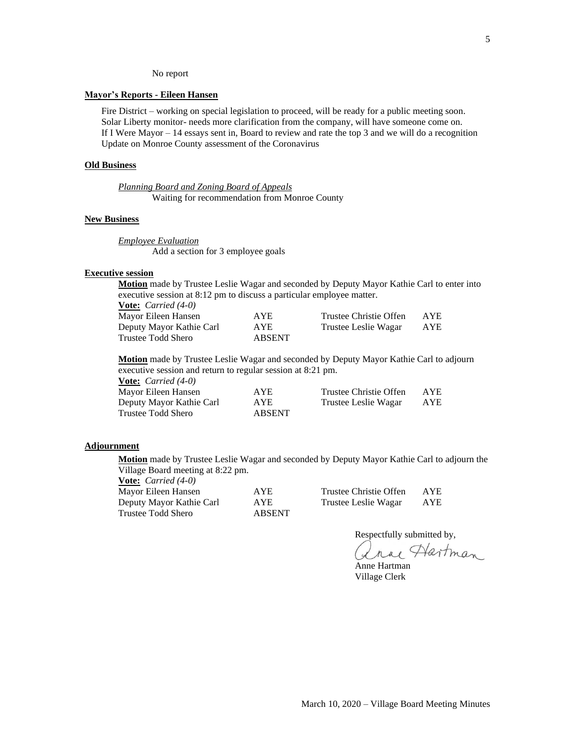No report

**Mayor's Reports - Eileen Hansen**

Fire District – working on special legislation to proceed, will be ready for a public meeting soon.
Solar Liberty monitor- needs more clarification from the company, will have someone come on.
If I Were Mayor – 14 essays sent in, Board to review and rate the top 3 and we will do a recognition
Update on Monroe County assessment of the Coronavirus

**Old Business**

*Planning Board and Zoning Board of Appeals*
Waiting for recommendation from Monroe County

**New Business**

*Employee Evaluation*
Add a section for 3 employee goals

**Executive session**

**Motion** made by Trustee Leslie Wagar and seconded by Deputy Mayor Kathie Carl to enter into executive session at 8:12 pm to discuss a particular employee matter.

**Vote:** *Carried (4-0)*

| | | | |
|---|---|---|---|
| Mayor Eileen Hansen | AYE | Trustee Christie Offen | AYE |
| Deputy Mayor Kathie Carl | AYE | Trustee Leslie Wagar | AYE |
| Trustee Todd Shero | ABSENT | | |

**Motion** made by Trustee Leslie Wagar and seconded by Deputy Mayor Kathie Carl to adjourn executive session and return to regular session at 8:21 pm.

**Vote:** *Carried (4-0)*

| | | | |
|---|---|---|---|
| Mayor Eileen Hansen | AYE | Trustee Christie Offen | AYE |
| Deputy Mayor Kathie Carl | AYE | Trustee Leslie Wagar | AYE |
| Trustee Todd Shero | ABSENT | | |

**Adjournment**

**Motion** made by Trustee Leslie Wagar and seconded by Deputy Mayor Kathie Carl to adjourn the Village Board meeting at 8:22 pm.

**Vote:** *Carried (4-0)*

| | | | |
|---|---|---|---|
| Mayor Eileen Hansen | AYE | Trustee Christie Offen | AYE |
| Deputy Mayor Kathie Carl | AYE | Trustee Leslie Wagar | AYE |
| Trustee Todd Shero | ABSENT | | |

Respectfully submitted by,

Anne Hartman

Anne Hartman
Village Clerk

March 10, 2020 – Village Board Meeting Minutes